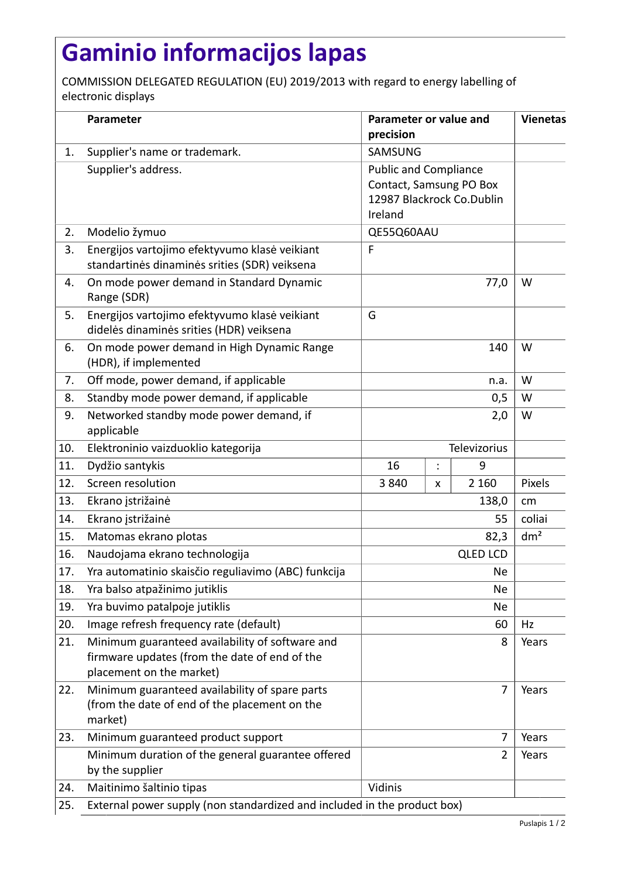# Gaminio informacijos lapas

COMMISSION DELEGATED REGULATION (EU) 2019/2013 with regard to energy labelling of electronic displays

| | Parameter | Parameter or value and precision | | | Vienetas |
|---|---|---|---|---|---|
| 1. | Supplier's name or trademark. | SAMSUNG | | | |
| | Supplier's address. | Public and Compliance Contact, Samsung PO Box 12987 Blackrock Co.Dublin Ireland | | | |
| 2. | Modelio žymuo | QE55Q60AAU | | | |
| 3. | Energijos vartojimo efektyvumo klasė veikiant standartinės dinaminės srities (SDR) veiksena | F | | | |
| 4. | On mode power demand in Standard Dynamic Range (SDR) | 77,0 | | | W |
| 5. | Energijos vartojimo efektyvumo klasė veikiant didelės dinaminės srities (HDR) veiksena | G | | | |
| 6. | On mode power demand in High Dynamic Range (HDR), if implemented | 140 | | | W |
| 7. | Off mode, power demand, if applicable | n.a. | | | W |
| 8. | Standby mode power demand, if applicable | 0,5 | | | W |
| 9. | Networked standby mode power demand, if applicable | 2,0 | | | W |
| 10. | Elektroninio vaizduoklio kategorija | Televizorius | | | |
| 11. | Dydžio santykis | 16 | : | 9 | |
| 12. | Screen resolution | 3 840 | x | 2 160 | Pixels |
| 13. | Ekrano įstrižainė | 138,0 | | | cm |
| 14. | Ekrano įstrižainė | 55 | | | coliai |
| 15. | Matomas ekrano plotas | 82,3 | | | dm² |
| 16. | Naudojama ekrano technologija | QLED LCD | | | |
| 17. | Yra automatinio skaisčio reguliavimo (ABC) funkcija | Ne | | | |
| 18. | Yra balso atpažinimo jutiklis | Ne | | | |
| 19. | Yra buvimo patalpoje jutiklis | Ne | | | |
| 20. | Image refresh frequency rate (default) | 60 | | | Hz |
| 21. | Minimum guaranteed availability of software and firmware updates (from the date of end of the placement on the market) | 8 | | | Years |
| 22. | Minimum guaranteed availability of spare parts (from the date of end of the placement on the market) | 7 | | | Years |
| 23. | Minimum guaranteed product support | 7 | | | Years |
| | Minimum duration of the general guarantee offered by the supplier | 2 | | | Years |
| 24. | Maitinimo šaltinio tipas | Vidinis | | | |
| 25. | External power supply (non standardized and included in the product box) | | | | |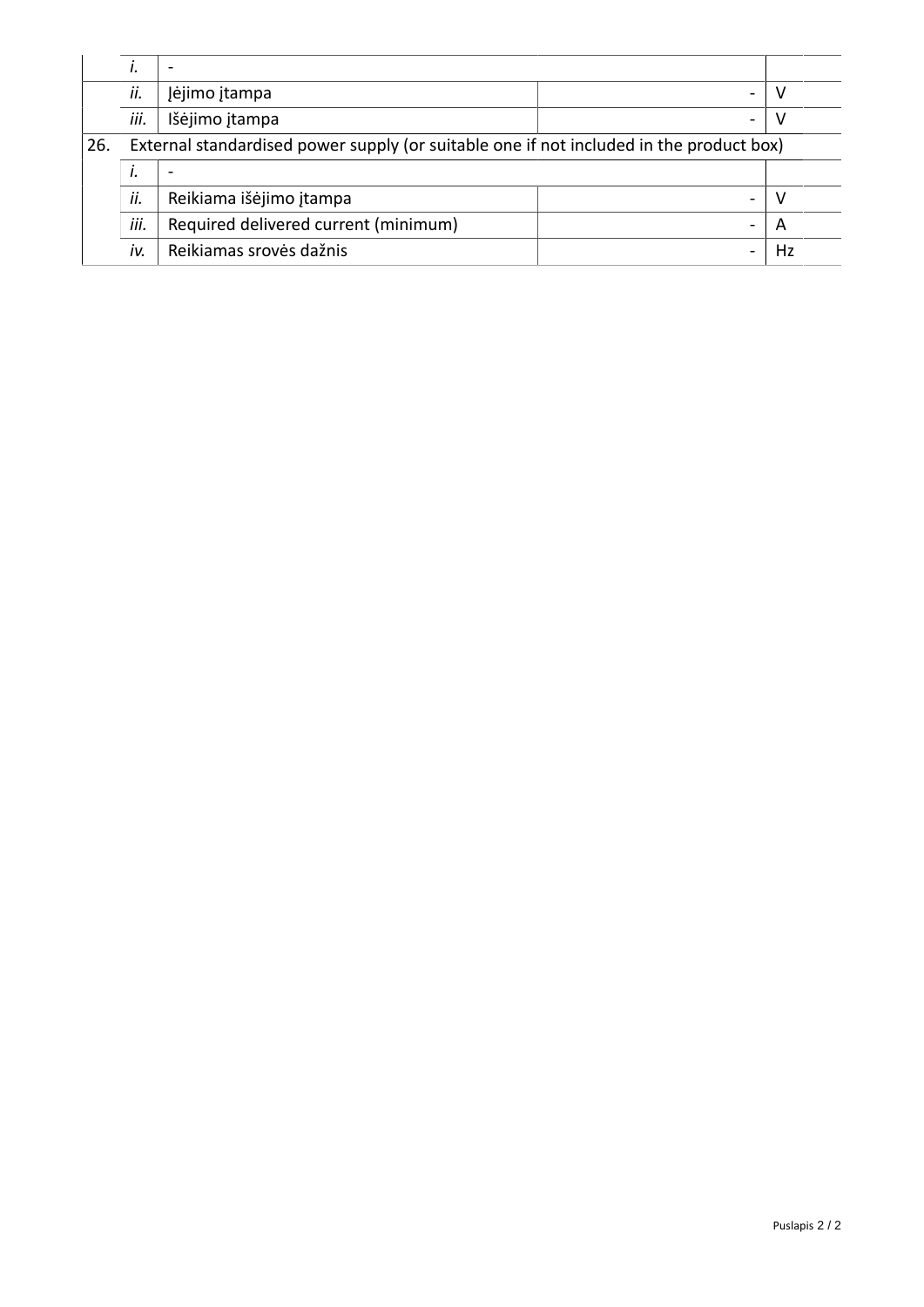| | | | | |
|---|---|---|---|---|
| | *i.* | - | | |
| | *ii.* | Įėjimo įtampa | - | V |
| | *iii.* | Išėjimo įtampa | - | V |
| 26. | External standardised power supply (or suitable one if not included in the product box) | | | |
| | *i.* | - | | |
| | *ii.* | Reikiama išėjimo įtampa | - | V |
| | *iii.* | Required delivered current (minimum) | - | A |
| | *iv.* | Reikiamas srovės dažnis | - | Hz |